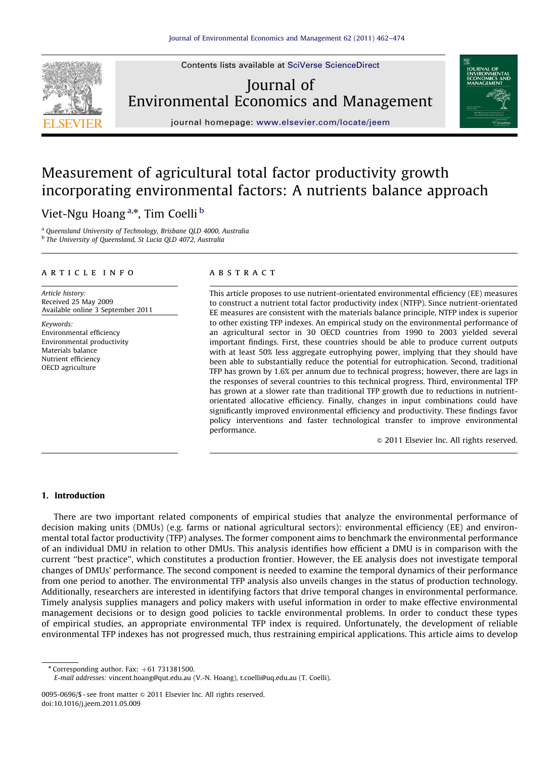# Measurement of agricultural total factor productivity growth incorporating environmental factors: A nutrients balance approach

Viet-Ngu Hoang [a,*], Tim Coelli [b]

[a] Queensland University of Technology, Brisbane QLD 4000, Australia
[b] The University of Queensland, St Lucia QLD 4072, Australia

## ARTICLE INFO

*Article history:*
Received 25 May 2009
Available online 3 September 2011

*Keywords:*
Environmental efficiency
Environmental productivity
Materials balance
Nutrient efficiency
OECD agriculture

## ABSTRACT

This article proposes to use nutrient-orientated environmental efficiency (EE) measures to construct a nutrient total factor productivity index (NTFP). Since nutrient-orientated EE measures are consistent with the materials balance principle, NTFP index is superior to other existing TFP indexes. An empirical study on the environmental performance of an agricultural sector in 30 OECD countries from 1990 to 2003 yielded several important findings. First, these countries should be able to produce current outputs with at least 50% less aggregate eutrophying power, implying that they should have been able to substantially reduce the potential for eutrophication. Second, traditional TFP has grown by 1.6% per annum due to technical progress; however, there are lags in the responses of several countries to this technical progress. Third, environmental TFP has grown at a slower rate than traditional TFP growth due to reductions in nutrient-orientated allocative efficiency. Finally, changes in input combinations could have significantly improved environmental efficiency and productivity. These findings favor policy interventions and faster technological transfer to improve environmental performance.

© 2011 Elsevier Inc. All rights reserved.

## 1. Introduction

There are two important related components of empirical studies that analyze the environmental performance of decision making units (DMUs) (e.g. farms or national agricultural sectors): environmental efficiency (EE) and environmental total factor productivity (TFP) analyses. The former component aims to benchmark the environmental performance of an individual DMU in relation to other DMUs. This analysis identifies how efficient a DMU is in comparison with the current "best practice", which constitutes a production frontier. However, the EE analysis does not investigate temporal changes of DMUs' performance. The second component is needed to examine the temporal dynamics of their performance from one period to another. The environmental TFP analysis also unveils changes in the status of production technology. Additionally, researchers are interested in identifying factors that drive temporal changes in environmental performance. Timely analysis supplies managers and policy makers with useful information in order to make effective environmental management decisions or to design good policies to tackle environmental problems. In order to conduct these types of empirical studies, an appropriate environmental TFP index is required. Unfortunately, the development of reliable environmental TFP indexes has not progressed much, thus restraining empirical applications. This article aims to develop

---

* Corresponding author. Fax: +61 731381500.
*E-mail addresses:* vincent.hoang@qut.edu.au (V.-N. Hoang), t.coelli@uq.edu.au (T. Coelli).

0095-0696/$ - see front matter © 2011 Elsevier Inc. All rights reserved.
doi:10.1016/j.jeem.2011.05.009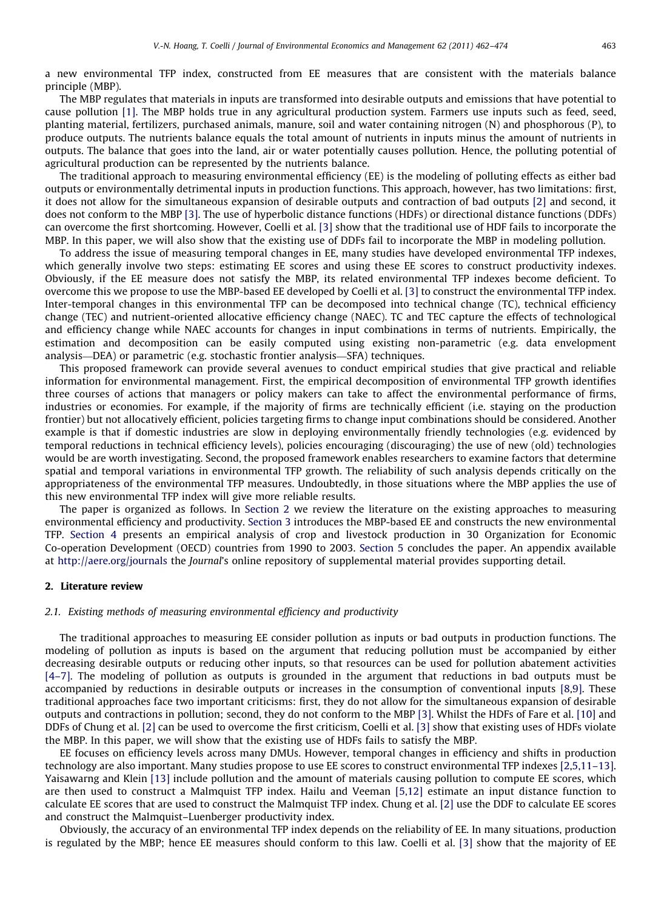a new environmental TFP index, constructed from EE measures that are consistent with the materials balance principle (MBP).

The MBP regulates that materials in inputs are transformed into desirable outputs and emissions that have potential to cause pollution [1]. The MBP holds true in any agricultural production system. Farmers use inputs such as feed, seed, planting material, fertilizers, purchased animals, manure, soil and water containing nitrogen (N) and phosphorous (P), to produce outputs. The nutrients balance equals the total amount of nutrients in inputs minus the amount of nutrients in outputs. The balance that goes into the land, air or water potentially causes pollution. Hence, the polluting potential of agricultural production can be represented by the nutrients balance.

The traditional approach to measuring environmental efficiency (EE) is the modeling of polluting effects as either bad outputs or environmentally detrimental inputs in production functions. This approach, however, has two limitations: first, it does not allow for the simultaneous expansion of desirable outputs and contraction of bad outputs [2] and second, it does not conform to the MBP [3]. The use of hyperbolic distance functions (HDFs) or directional distance functions (DDFs) can overcome the first shortcoming. However, Coelli et al. [3] show that the traditional use of HDF fails to incorporate the MBP. In this paper, we will also show that the existing use of DDFs fail to incorporate the MBP in modeling pollution.

To address the issue of measuring temporal changes in EE, many studies have developed environmental TFP indexes, which generally involve two steps: estimating EE scores and using these EE scores to construct productivity indexes. Obviously, if the EE measure does not satisfy the MBP, its related environmental TFP indexes become deficient. To overcome this we propose to use the MBP-based EE developed by Coelli et al. [3] to construct the environmental TFP index. Inter-temporal changes in this environmental TFP can be decomposed into technical change (TC), technical efficiency change (TEC) and nutrient-oriented allocative efficiency change (NAEC). TC and TEC capture the effects of technological and efficiency change while NAEC accounts for changes in input combinations in terms of nutrients. Empirically, the estimation and decomposition can be easily computed using existing non-parametric (e.g. data envelopment analysis—DEA) or parametric (e.g. stochastic frontier analysis—SFA) techniques.

This proposed framework can provide several avenues to conduct empirical studies that give practical and reliable information for environmental management. First, the empirical decomposition of environmental TFP growth identifies three courses of actions that managers or policy makers can take to affect the environmental performance of firms, industries or economies. For example, if the majority of firms are technically efficient (i.e. staying on the production frontier) but not allocatively efficient, policies targeting firms to change input combinations should be considered. Another example is that if domestic industries are slow in deploying environmentally friendly technologies (e.g. evidenced by temporal reductions in technical efficiency levels), policies encouraging (discouraging) the use of new (old) technologies would be are worth investigating. Second, the proposed framework enables researchers to examine factors that determine spatial and temporal variations in environmental TFP growth. The reliability of such analysis depends critically on the appropriateness of the environmental TFP measures. Undoubtedly, in those situations where the MBP applies the use of this new environmental TFP index will give more reliable results.

The paper is organized as follows. In Section 2 we review the literature on the existing approaches to measuring environmental efficiency and productivity. Section 3 introduces the MBP-based EE and constructs the new environmental TFP. Section 4 presents an empirical analysis of crop and livestock production in 30 Organization for Economic Co-operation Development (OECD) countries from 1990 to 2003. Section 5 concludes the paper. An appendix available at http://aere.org/journals the *Journal*'s online repository of supplemental material provides supporting detail.

## 2. Literature review

### 2.1. Existing methods of measuring environmental efficiency and productivity

The traditional approaches to measuring EE consider pollution as inputs or bad outputs in production functions. The modeling of pollution as inputs is based on the argument that reducing pollution must be accompanied by either decreasing desirable outputs or reducing other inputs, so that resources can be used for pollution abatement activities [4–7]. The modeling of pollution as outputs is grounded in the argument that reductions in bad outputs must be accompanied by reductions in desirable outputs or increases in the consumption of conventional inputs [8,9]. These traditional approaches face two important criticisms: first, they do not allow for the simultaneous expansion of desirable outputs and contractions in pollution; second, they do not conform to the MBP [3]. Whilst the HDFs of Fare et al. [10] and DDFs of Chung et al. [2] can be used to overcome the first criticism, Coelli et al. [3] show that existing uses of HDFs violate the MBP. In this paper, we will show that the existing use of HDFs fails to satisfy the MBP.

EE focuses on efficiency levels across many DMUs. However, temporal changes in efficiency and shifts in production technology are also important. Many studies propose to use EE scores to construct environmental TFP indexes [2,5,11–13]. Yaisawarng and Klein [13] include pollution and the amount of materials causing pollution to compute EE scores, which are then used to construct a Malmquist TFP index. Hailu and Veeman [5,12] estimate an input distance function to calculate EE scores that are used to construct the Malmquist TFP index. Chung et al. [2] use the DDF to calculate EE scores and construct the Malmquist–Luenberger productivity index.

Obviously, the accuracy of an environmental TFP index depends on the reliability of EE. In many situations, production is regulated by the MBP; hence EE measures should conform to this law. Coelli et al. [3] show that the majority of EE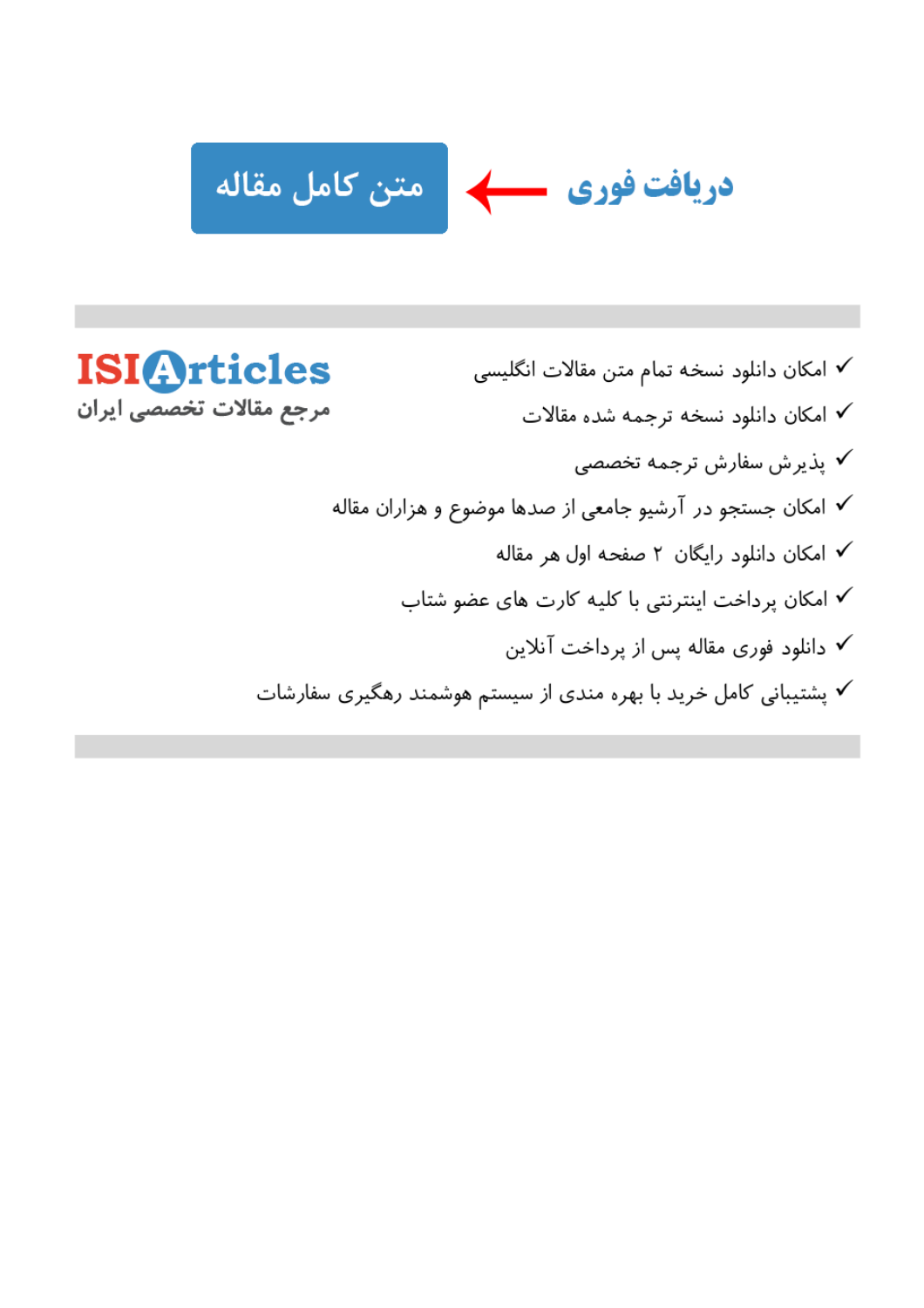دریافت فوری ← متن کامل مقاله

**ISIArticles**
مرجع مقالات تخصصی ایران

- ✓ امکان دانلود نسخه تمام متن مقالات انگلیسی
- ✓ امکان دانلود نسخه ترجمه شده مقالات
- ✓ پذیرش سفارش ترجمه تخصصی
- ✓ امکان جستجو در آرشیو جامعی از صدها موضوع و هزاران مقاله
- ✓ امکان دانلود رایگان ۲ صفحه اول هر مقاله
- ✓ امکان پرداخت اینترنتی با کلیه کارت های عضو شتاب
- ✓ دانلود فوری مقاله پس از پرداخت آنلاین
- ✓ پشتیبانی کامل خرید با بهره مندی از سیستم هوشمند رهگیری سفارشات